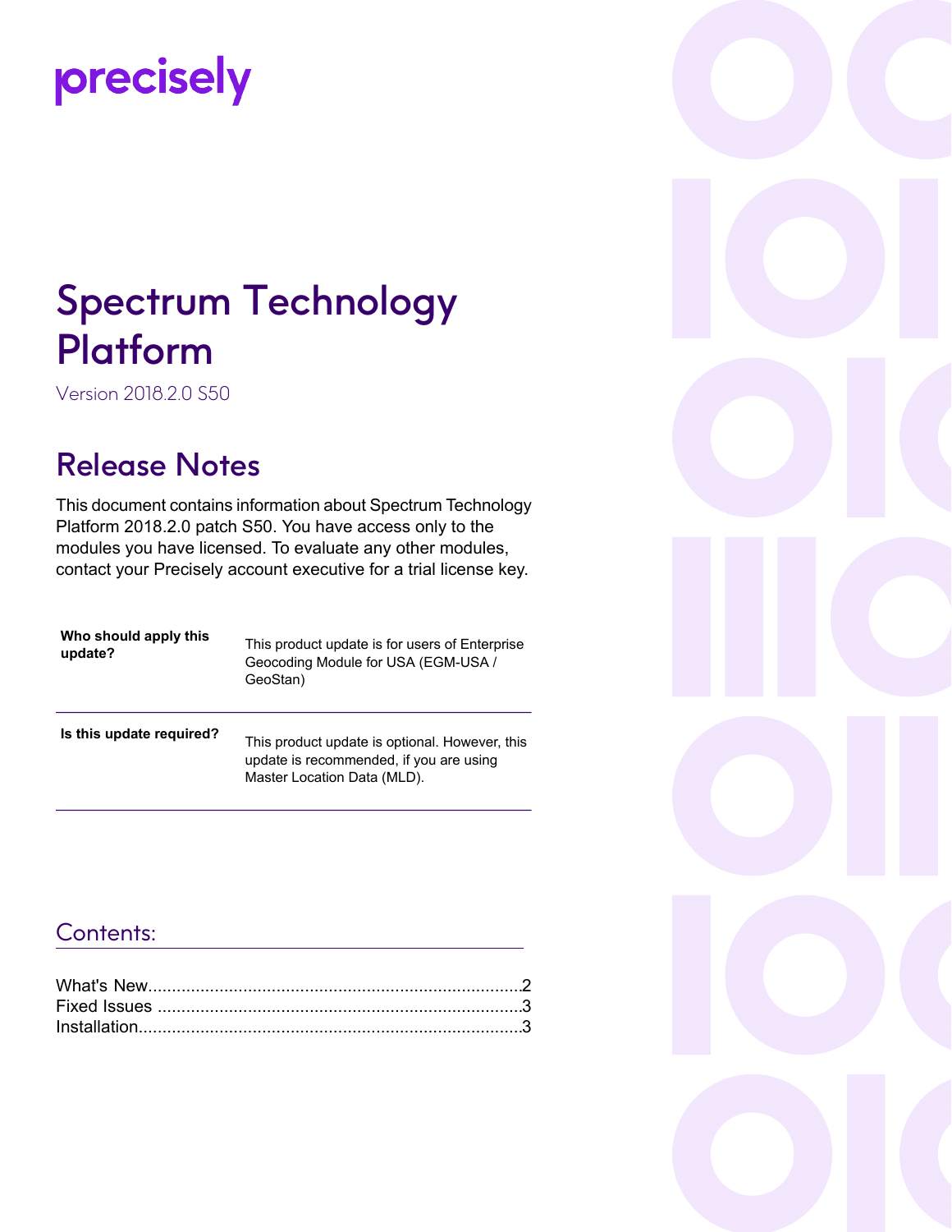precisely

# Spectrum Technology Platform

Version 2018.2.0 S50

## Release Notes

This document contains information about Spectrum Technology Platform 2018.2.0 patch S50. You have access only to the modules you have licensed. To evaluate any other modules, contact your Precisely account executive for a trial license key.

| | |
|---|---|
| **Who should apply this update?** | This product update is for users of Enterprise Geocoding Module for USA (EGM-USA / GeoStan) |
| **Is this update required?** | This product update is optional. However, this update is recommended, if you are using Master Location Data (MLD). |

### Contents:

What's New....................2
Fixed Issues....................3
Installation....................3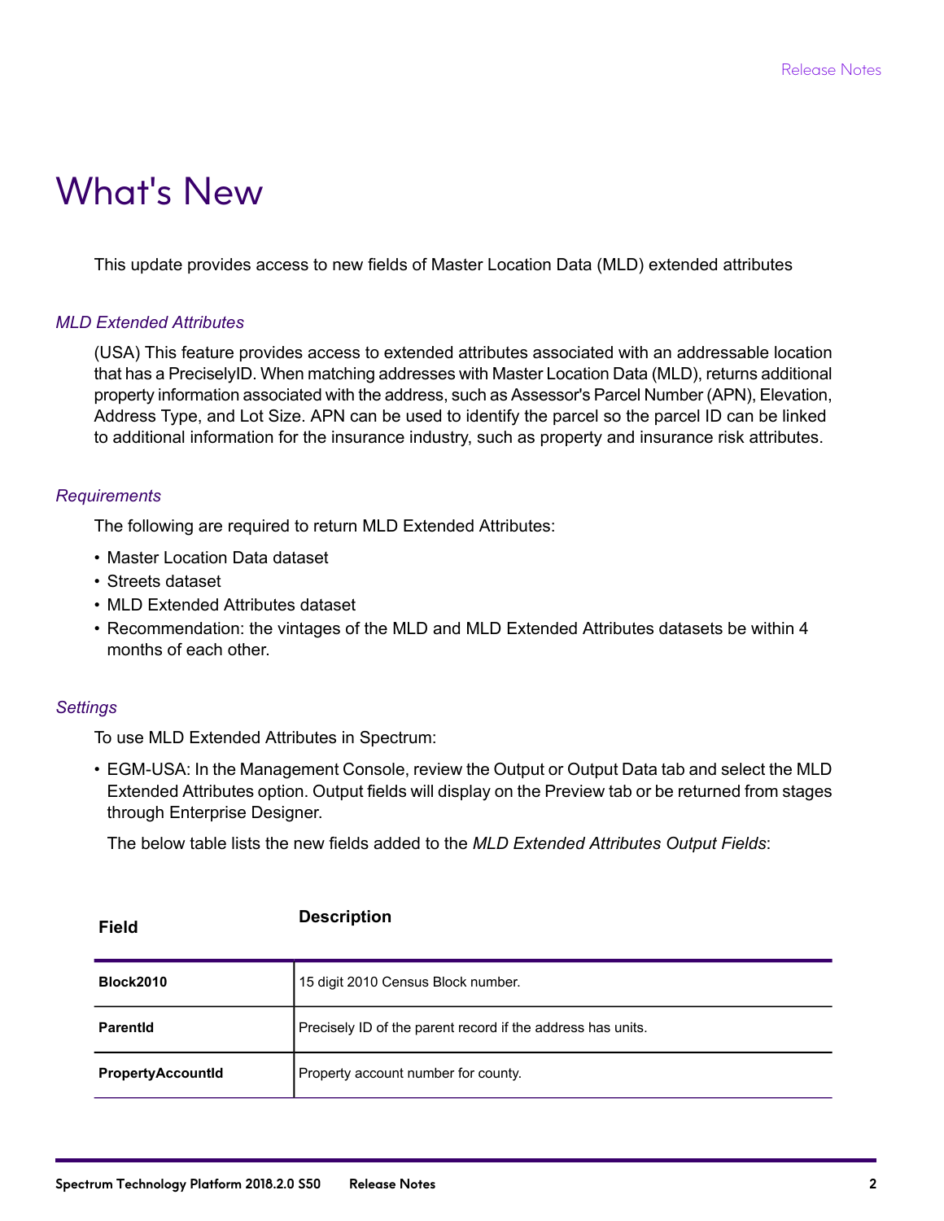# What's New

This update provides access to new fields of Master Location Data (MLD) extended attributes

### *MLD Extended Attributes*

(USA) This feature provides access to extended attributes associated with an addressable location that has a PreciselyID. When matching addresses with Master Location Data (MLD), returns additional property information associated with the address, such as Assessor's Parcel Number (APN), Elevation, Address Type, and Lot Size. APN can be used to identify the parcel so the parcel ID can be linked to additional information for the insurance industry, such as property and insurance risk attributes.

### *Requirements*

The following are required to return MLD Extended Attributes:

- Master Location Data dataset
- Streets dataset
- MLD Extended Attributes dataset
- Recommendation: the vintages of the MLD and MLD Extended Attributes datasets be within 4 months of each other.

### *Settings*

To use MLD Extended Attributes in Spectrum:

- EGM-USA: In the Management Console, review the Output or Output Data tab and select the MLD Extended Attributes option. Output fields will display on the Preview tab or be returned from stages through Enterprise Designer.

  The below table lists the new fields added to the *MLD Extended Attributes Output Fields*:

| Field | Description |
|---|---|
| **Block2010** | 15 digit 2010 Census Block number. |
| **ParentId** | Precisely ID of the parent record if the address has units. |
| **PropertyAccountId** | Property account number for county. |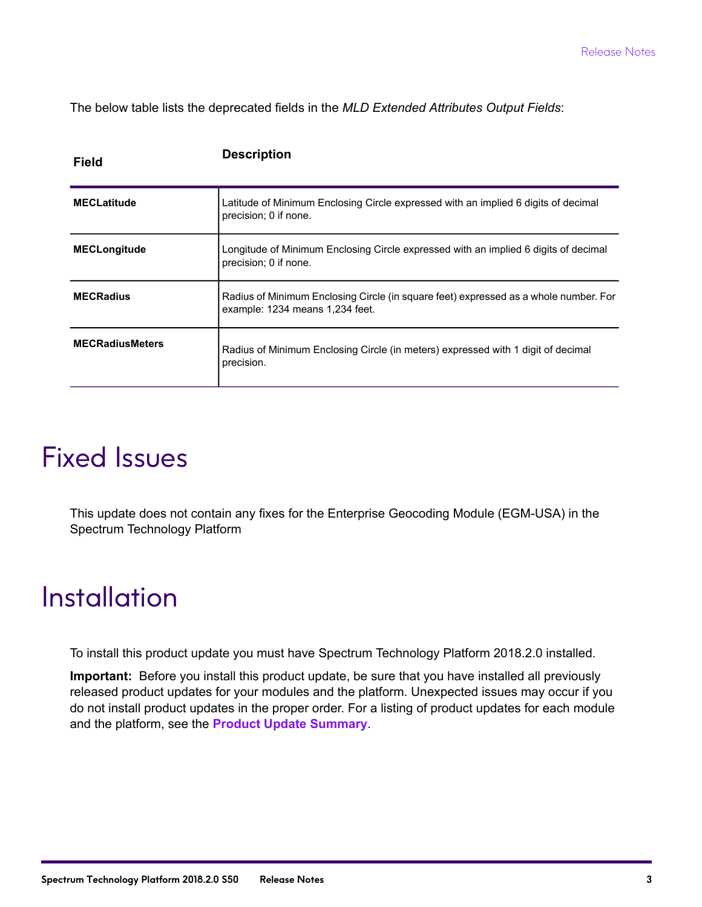The below table lists the deprecated fields in the *MLD Extended Attributes Output Fields*:

| Field | Description |
|---|---|
| **MECLatitude** | Latitude of Minimum Enclosing Circle expressed with an implied 6 digits of decimal precision; 0 if none. |
| **MECLongitude** | Longitude of Minimum Enclosing Circle expressed with an implied 6 digits of decimal precision; 0 if none. |
| **MECRadius** | Radius of Minimum Enclosing Circle (in square feet) expressed as a whole number. For example: 1234 means 1,234 feet. |
| **MECRadiusMeters** | Radius of Minimum Enclosing Circle (in meters) expressed with 1 digit of decimal precision. |

# Fixed Issues

This update does not contain any fixes for the Enterprise Geocoding Module (EGM-USA) in the Spectrum Technology Platform

# Installation

To install this product update you must have Spectrum Technology Platform 2018.2.0 installed.

**Important:** Before you install this product update, be sure that you have installed all previously released product updates for your modules and the platform. Unexpected issues may occur if you do not install product updates in the proper order. For a listing of product updates for each module and the platform, see the **Product Update Summary**.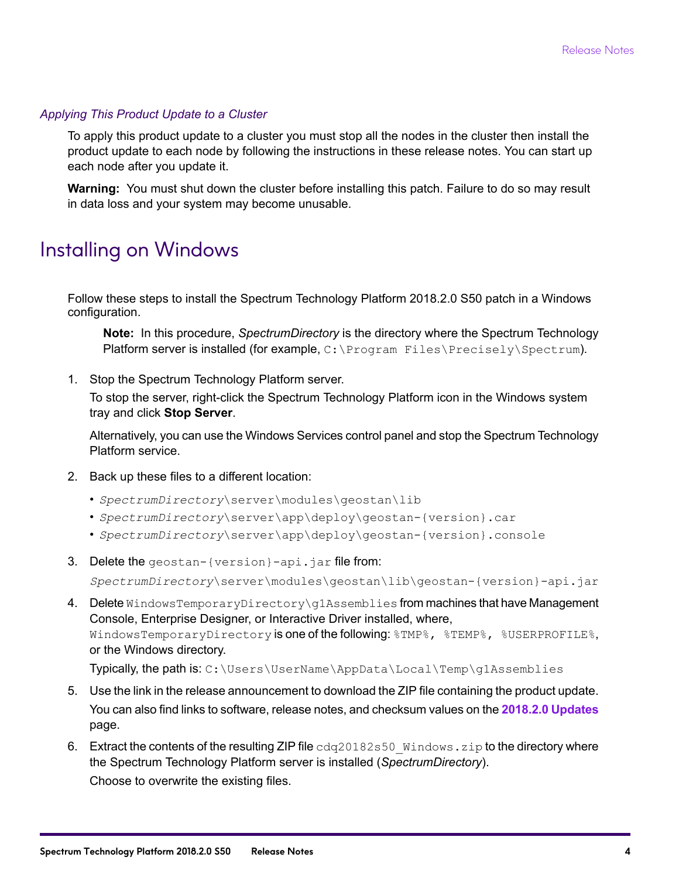*Applying This Product Update to a Cluster*

To apply this product update to a cluster you must stop all the nodes in the cluster then install the product update to each node by following the instructions in these release notes. You can start up each node after you update it.

**Warning:** You must shut down the cluster before installing this patch. Failure to do so may result in data loss and your system may become unusable.

# Installing on Windows

Follow these steps to install the Spectrum Technology Platform 2018.2.0 S50 patch in a Windows configuration.

> **Note:** In this procedure, *SpectrumDirectory* is the directory where the Spectrum Technology Platform server is installed (for example, `C:\Program Files\Precisely\Spectrum`).

1. Stop the Spectrum Technology Platform server.

   To stop the server, right-click the Spectrum Technology Platform icon in the Windows system tray and click **Stop Server**.

   Alternatively, you can use the Windows Services control panel and stop the Spectrum Technology Platform service.

2. Back up these files to a different location:

   - *SpectrumDirectory*`\server\modules\geostan\lib`
   - *SpectrumDirectory*`\server\app\deploy\geostan-{version}.car`
   - *SpectrumDirectory*`\server\app\deploy\geostan-{version}.console`

3. Delete the `geostan-{version}-api.jar` file from:

   *SpectrumDirectory*`\server\modules\geostan\lib\geostan-{version}-api.jar`

4. Delete `WindowsTemporaryDirectory\g1Assemblies` from machines that have Management Console, Enterprise Designer, or Interactive Driver installed, where, `WindowsTemporaryDirectory` is one of the following: `%TMP%, %TEMP%, %USERPROFILE%`, or the Windows directory.

   Typically, the path is: `C:\Users\UserName\AppData\Local\Temp\g1Assemblies`

5. Use the link in the release announcement to download the ZIP file containing the product update.

   You can also find links to software, release notes, and checksum values on the **2018.2.0 Updates** page.

6. Extract the contents of the resulting ZIP file `cdq20182s50_Windows.zip` to the directory where the Spectrum Technology Platform server is installed (*SpectrumDirectory*).

   Choose to overwrite the existing files.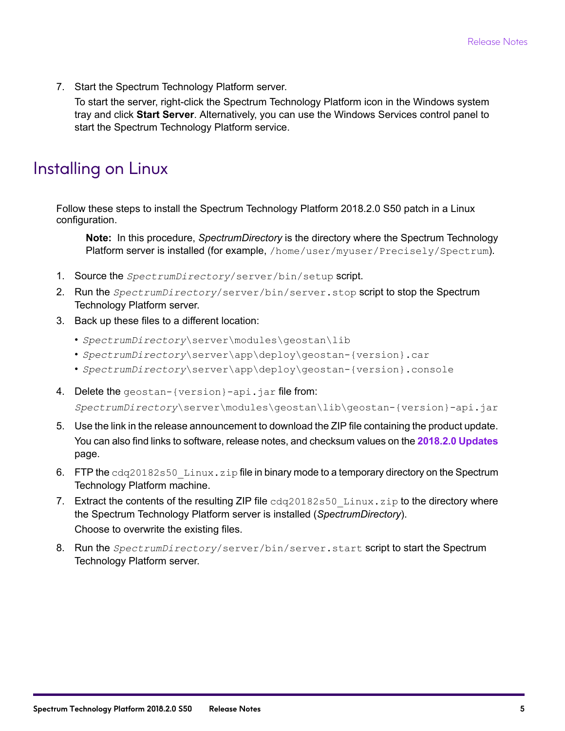7. Start the Spectrum Technology Platform server.

   To start the server, right-click the Spectrum Technology Platform icon in the Windows system tray and click **Start Server**. Alternatively, you can use the Windows Services control panel to start the Spectrum Technology Platform service.

## Installing on Linux

Follow these steps to install the Spectrum Technology Platform 2018.2.0 S50 patch in a Linux configuration.

> **Note:** In this procedure, *SpectrumDirectory* is the directory where the Spectrum Technology Platform server is installed (for example, `/home/user/myuser/Precisely/Spectrum`).

1. Source the `SpectrumDirectory/server/bin/setup` script.
2. Run the `SpectrumDirectory/server/bin/server.stop` script to stop the Spectrum Technology Platform server.
3. Back up these files to a different location:
   - `SpectrumDirectory\server\modules\geostan\lib`
   - `SpectrumDirectory\server\app\deploy\geostan-{version}.car`
   - `SpectrumDirectory\server\app\deploy\geostan-{version}.console`
4. Delete the `geostan-{version}-api.jar` file from:

   `SpectrumDirectory\server\modules\geostan\lib\geostan-{version}-api.jar`
5. Use the link in the release announcement to download the ZIP file containing the product update.

   You can also find links to software, release notes, and checksum values on the **2018.2.0 Updates** page.
6. FTP the `cdq20182s50_Linux.zip` file in binary mode to a temporary directory on the Spectrum Technology Platform machine.
7. Extract the contents of the resulting ZIP file `cdq20182s50_Linux.zip` to the directory where the Spectrum Technology Platform server is installed (*SpectrumDirectory*).

   Choose to overwrite the existing files.
8. Run the `SpectrumDirectory/server/bin/server.start` script to start the Spectrum Technology Platform server.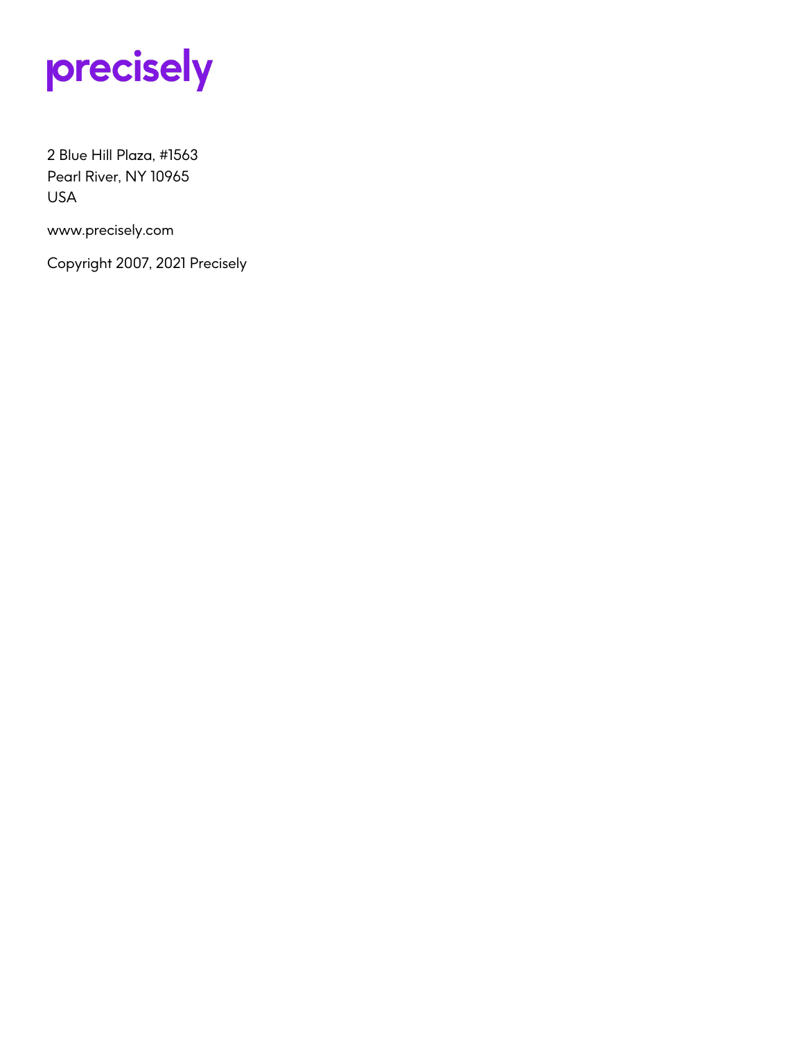precisely

2 Blue Hill Plaza, #1563
Pearl River, NY 10965
USA

www.precisely.com

Copyright 2007, 2021 Precisely